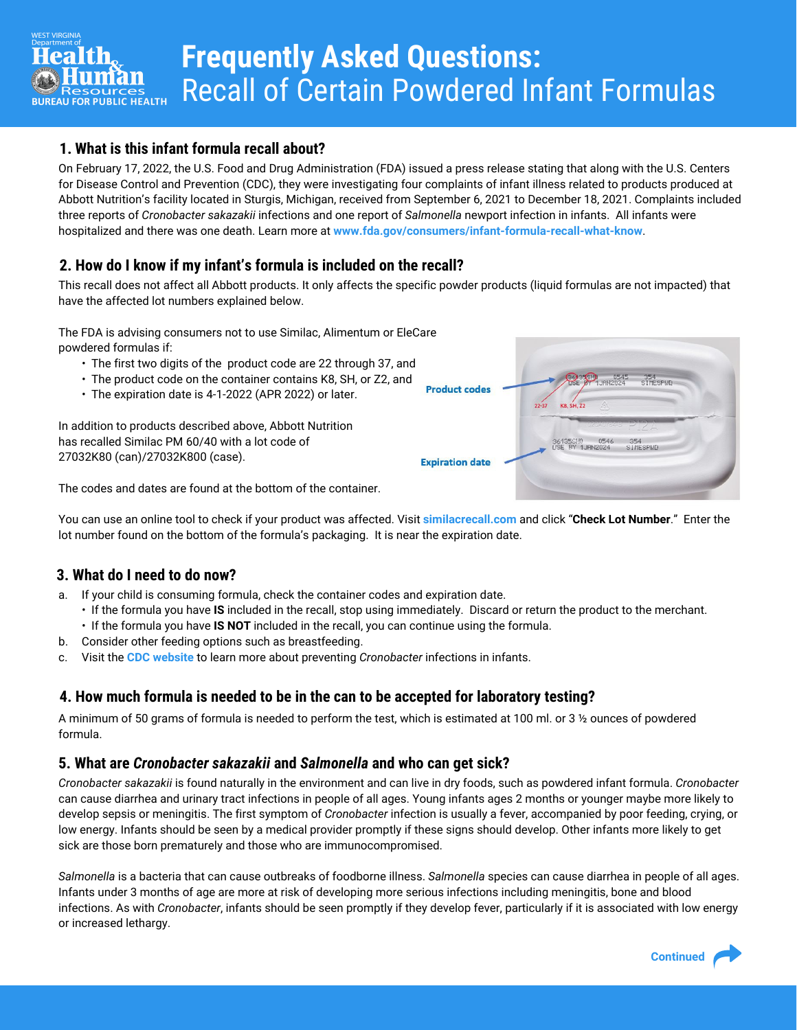# Frequently Asked Questions: Recall of Certain Powdered Infant Formulas

West Virginia Department of Health & Human Resources, Bureau for Public Health

## 1. What is this infant formula recall about?

On February 17, 2022, the U.S. Food and Drug Administration (FDA) issued a press release stating that along with the U.S. Centers for Disease Control and Prevention (CDC), they were investigating four complaints of infant illness related to products produced at Abbott Nutrition's facility located in Sturgis, Michigan, received from September 6, 2021 to December 18, 2021. Complaints included three reports of *Cronobacter sakazakii* infections and one report of *Salmonella* newport infection in infants. All infants were hospitalized and there was one death. Learn more at **www.fda.gov/consumers/infant-formula-recall-what-know**.

## 2. How do I know if my infant's formula is included on the recall?

This recall does not affect all Abbott products. It only affects the specific powder products (liquid formulas are not impacted) that have the affected lot numbers explained below.

The FDA is advising consumers not to use Similac, Alimentum or EleCare powdered formulas if:

- The first two digits of the product code are 22 through 37, and
- The product code on the container contains K8, SH, or Z2, and
- The expiration date is 4-1-2022 (APR 2022) or later.

In addition to products described above, Abbott Nutrition has recalled Similac PM 60/40 with a lot code of 27032K80 (can)/27032K800 (case).

The codes and dates are found at the bottom of the container.

Product codes

Expiration date

You can use an online tool to check if your product was affected. Visit **similacrecall.com** and click "**Check Lot Number**." Enter the lot number found on the bottom of the formula's packaging. It is near the expiration date.

## 3. What do I need to do now?

a. If your child is consuming formula, check the container codes and expiration date.
   - If the formula you have **IS** included in the recall, stop using immediately. Discard or return the product to the merchant.
   - If the formula you have **IS NOT** included in the recall, you can continue using the formula.

b. Consider other feeding options such as breastfeeding.

c. Visit the **CDC website** to learn more about preventing *Cronobacter* infections in infants.

## 4. How much formula is needed to be in the can to be accepted for laboratory testing?

A minimum of 50 grams of formula is needed to perform the test, which is estimated at 100 ml. or 3 ½ ounces of powdered formula.

## 5. What are *Cronobacter sakazakii* and *Salmonella* and who can get sick?

*Cronobacter sakazakii* is found naturally in the environment and can live in dry foods, such as powdered infant formula. *Cronobacter* can cause diarrhea and urinary tract infections in people of all ages. Young infants ages 2 months or younger maybe more likely to develop sepsis or meningitis. The first symptom of *Cronobacter* infection is usually a fever, accompanied by poor feeding, crying, or low energy. Infants should be seen by a medical provider promptly if these signs should develop. Other infants more likely to get sick are those born prematurely and those who are immunocompromised.

*Salmonella* is a bacteria that can cause outbreaks of foodborne illness. *Salmonella* species can cause diarrhea in people of all ages. Infants under 3 months of age are more at risk of developing more serious infections including meningitis, bone and blood infections. As with *Cronobacter*, infants should be seen promptly if they develop fever, particularly if it is associated with low energy or increased lethargy.

Continued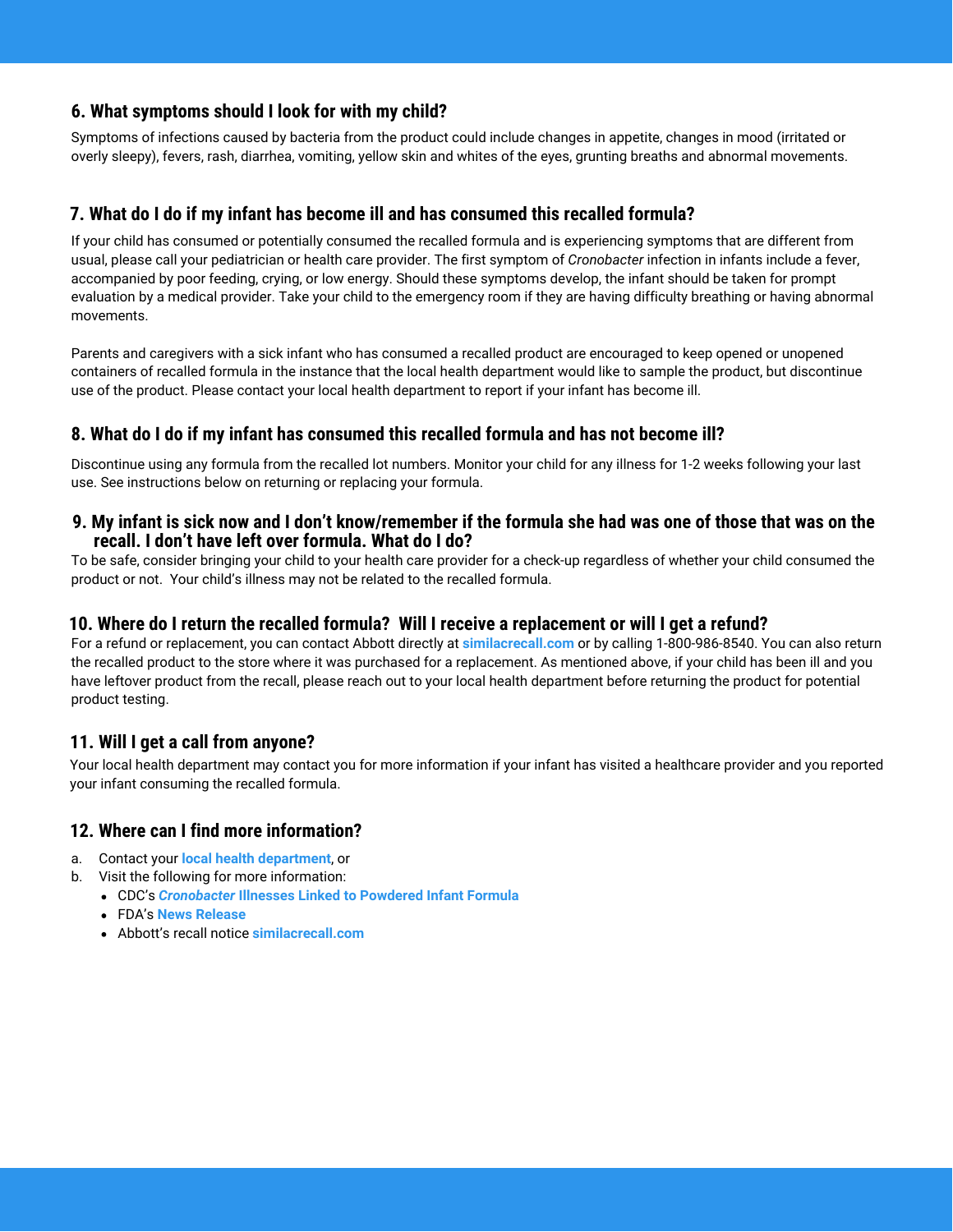## 6. What symptoms should I look for with my child?

Symptoms of infections caused by bacteria from the product could include changes in appetite, changes in mood (irritated or overly sleepy), fevers, rash, diarrhea, vomiting, yellow skin and whites of the eyes, grunting breaths and abnormal movements.

## 7. What do I do if my infant has become ill and has consumed this recalled formula?

If your child has consumed or potentially consumed the recalled formula and is experiencing symptoms that are different from usual, please call your pediatrician or health care provider. The first symptom of *Cronobacter* infection in infants include a fever, accompanied by poor feeding, crying, or low energy. Should these symptoms develop, the infant should be taken for prompt evaluation by a medical provider. Take your child to the emergency room if they are having difficulty breathing or having abnormal movements.

Parents and caregivers with a sick infant who has consumed a recalled product are encouraged to keep opened or unopened containers of recalled formula in the instance that the local health department would like to sample the product, but discontinue use of the product. Please contact your local health department to report if your infant has become ill.

## 8. What do I do if my infant has consumed this recalled formula and has not become ill?

Discontinue using any formula from the recalled lot numbers. Monitor your child for any illness for 1-2 weeks following your last use. See instructions below on returning or replacing your formula.

## 9. My infant is sick now and I don't know/remember if the formula she had was one of those that was on the recall. I don't have left over formula. What do I do?

To be safe, consider bringing your child to your health care provider for a check-up regardless of whether your child consumed the product or not. Your child's illness may not be related to the recalled formula.

## 10. Where do I return the recalled formula? Will I receive a replacement or will I get a refund?

For a refund or replacement, you can contact Abbott directly at **similacrecall.com** or by calling 1-800-986-8540. You can also return the recalled product to the store where it was purchased for a replacement. As mentioned above, if your child has been ill and you have leftover product from the recall, please reach out to your local health department before returning the product for potential product testing.

## 11. Will I get a call from anyone?

Your local health department may contact you for more information if your infant has visited a healthcare provider and you reported your infant consuming the recalled formula.

## 12. Where can I find more information?

a. Contact your **local health department**, or
b. Visit the following for more information:
   - CDC's ***Cronobacter* Illnesses Linked to Powdered Infant Formula**
   - FDA's **News Release**
   - Abbott's recall notice **similacrecall.com**